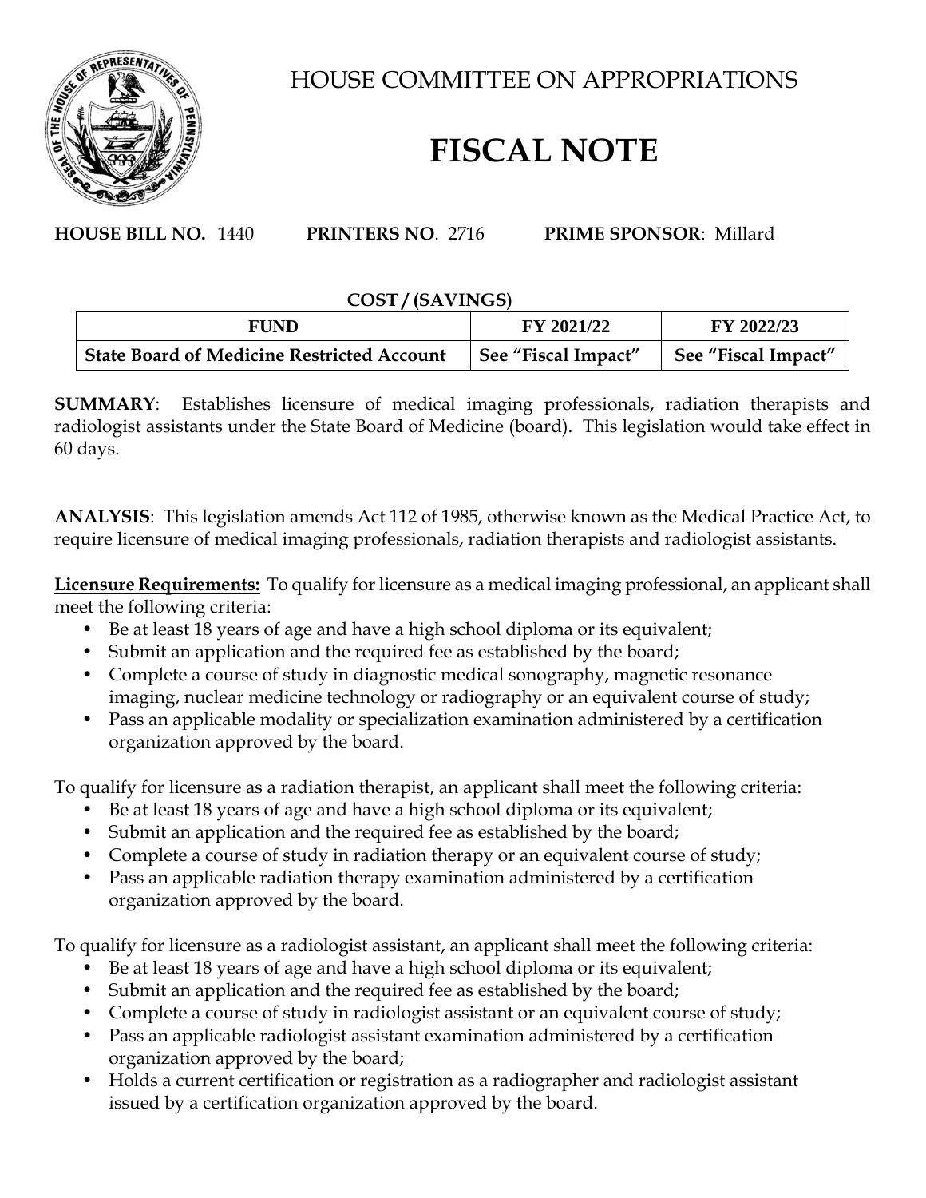# HOUSE COMMITTEE ON APPROPRIATIONS

# FISCAL NOTE

**HOUSE BILL NO.** 1440 **PRINTERS NO**. 2716 **PRIME SPONSOR**: Millard

**COST / (SAVINGS)**

| FUND | FY 2021/22 | FY 2022/23 |
|---|---|---|
| **State Board of Medicine Restricted Account** | **See "Fiscal Impact"** | **See "Fiscal Impact"** |

**SUMMARY**: Establishes licensure of medical imaging professionals, radiation therapists and radiologist assistants under the State Board of Medicine (board). This legislation would take effect in 60 days.

**ANALYSIS**: This legislation amends Act 112 of 1985, otherwise known as the Medical Practice Act, to require licensure of medical imaging professionals, radiation therapists and radiologist assistants.

**Licensure Requirements:** To qualify for licensure as a medical imaging professional, an applicant shall meet the following criteria:

- Be at least 18 years of age and have a high school diploma or its equivalent;
- Submit an application and the required fee as established by the board;
- Complete a course of study in diagnostic medical sonography, magnetic resonance imaging, nuclear medicine technology or radiography or an equivalent course of study;
- Pass an applicable modality or specialization examination administered by a certification organization approved by the board.

To qualify for licensure as a radiation therapist, an applicant shall meet the following criteria:

- Be at least 18 years of age and have a high school diploma or its equivalent;
- Submit an application and the required fee as established by the board;
- Complete a course of study in radiation therapy or an equivalent course of study;
- Pass an applicable radiation therapy examination administered by a certification organization approved by the board.

To qualify for licensure as a radiologist assistant, an applicant shall meet the following criteria:

- Be at least 18 years of age and have a high school diploma or its equivalent;
- Submit an application and the required fee as established by the board;
- Complete a course of study in radiologist assistant or an equivalent course of study;
- Pass an applicable radiologist assistant examination administered by a certification organization approved by the board;
- Holds a current certification or registration as a radiographer and radiologist assistant issued by a certification organization approved by the board.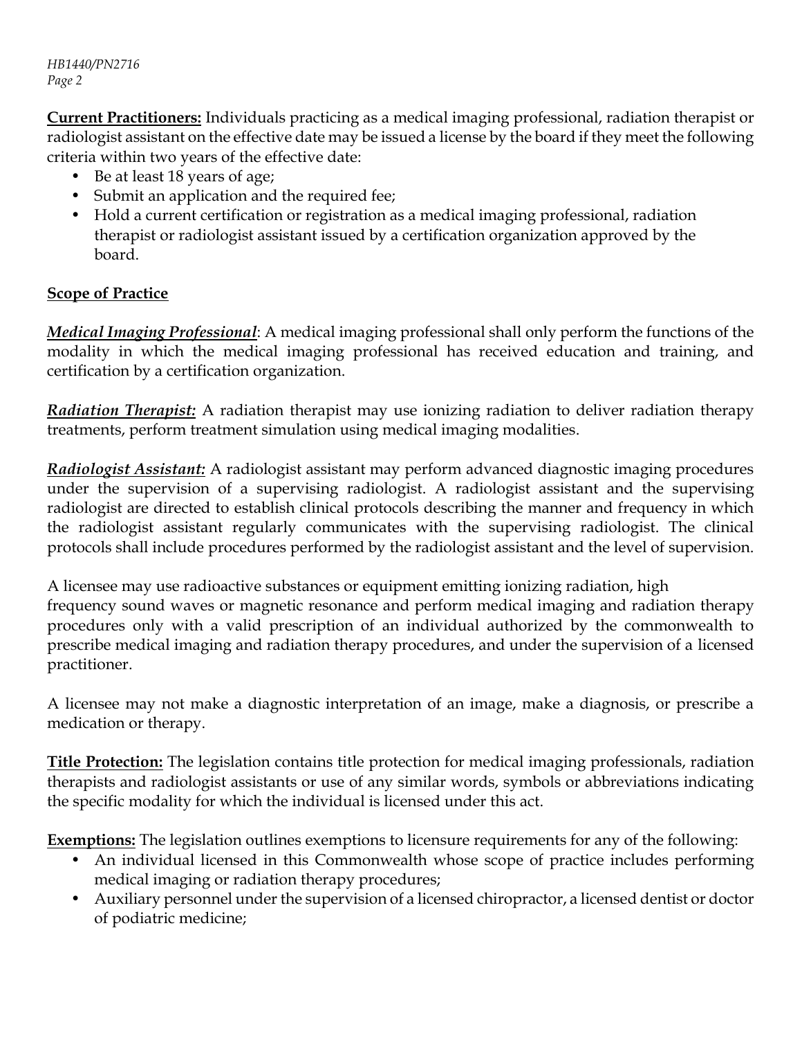**Current Practitioners:** Individuals practicing as a medical imaging professional, radiation therapist or radiologist assistant on the effective date may be issued a license by the board if they meet the following criteria within two years of the effective date:

- Be at least 18 years of age;
- Submit an application and the required fee;
- Hold a current certification or registration as a medical imaging professional, radiation therapist or radiologist assistant issued by a certification organization approved by the board.

**Scope of Practice**

***Medical Imaging Professional***: A medical imaging professional shall only perform the functions of the modality in which the medical imaging professional has received education and training, and certification by a certification organization.

***Radiation Therapist:*** A radiation therapist may use ionizing radiation to deliver radiation therapy treatments, perform treatment simulation using medical imaging modalities.

***Radiologist Assistant:*** A radiologist assistant may perform advanced diagnostic imaging procedures under the supervision of a supervising radiologist. A radiologist assistant and the supervising radiologist are directed to establish clinical protocols describing the manner and frequency in which the radiologist assistant regularly communicates with the supervising radiologist. The clinical protocols shall include procedures performed by the radiologist assistant and the level of supervision.

A licensee may use radioactive substances or equipment emitting ionizing radiation, high frequency sound waves or magnetic resonance and perform medical imaging and radiation therapy procedures only with a valid prescription of an individual authorized by the commonwealth to prescribe medical imaging and radiation therapy procedures, and under the supervision of a licensed practitioner.

A licensee may not make a diagnostic interpretation of an image, make a diagnosis, or prescribe a medication or therapy.

**Title Protection:** The legislation contains title protection for medical imaging professionals, radiation therapists and radiologist assistants or use of any similar words, symbols or abbreviations indicating the specific modality for which the individual is licensed under this act.

**Exemptions:** The legislation outlines exemptions to licensure requirements for any of the following:

- An individual licensed in this Commonwealth whose scope of practice includes performing medical imaging or radiation therapy procedures;
- Auxiliary personnel under the supervision of a licensed chiropractor, a licensed dentist or doctor of podiatric medicine;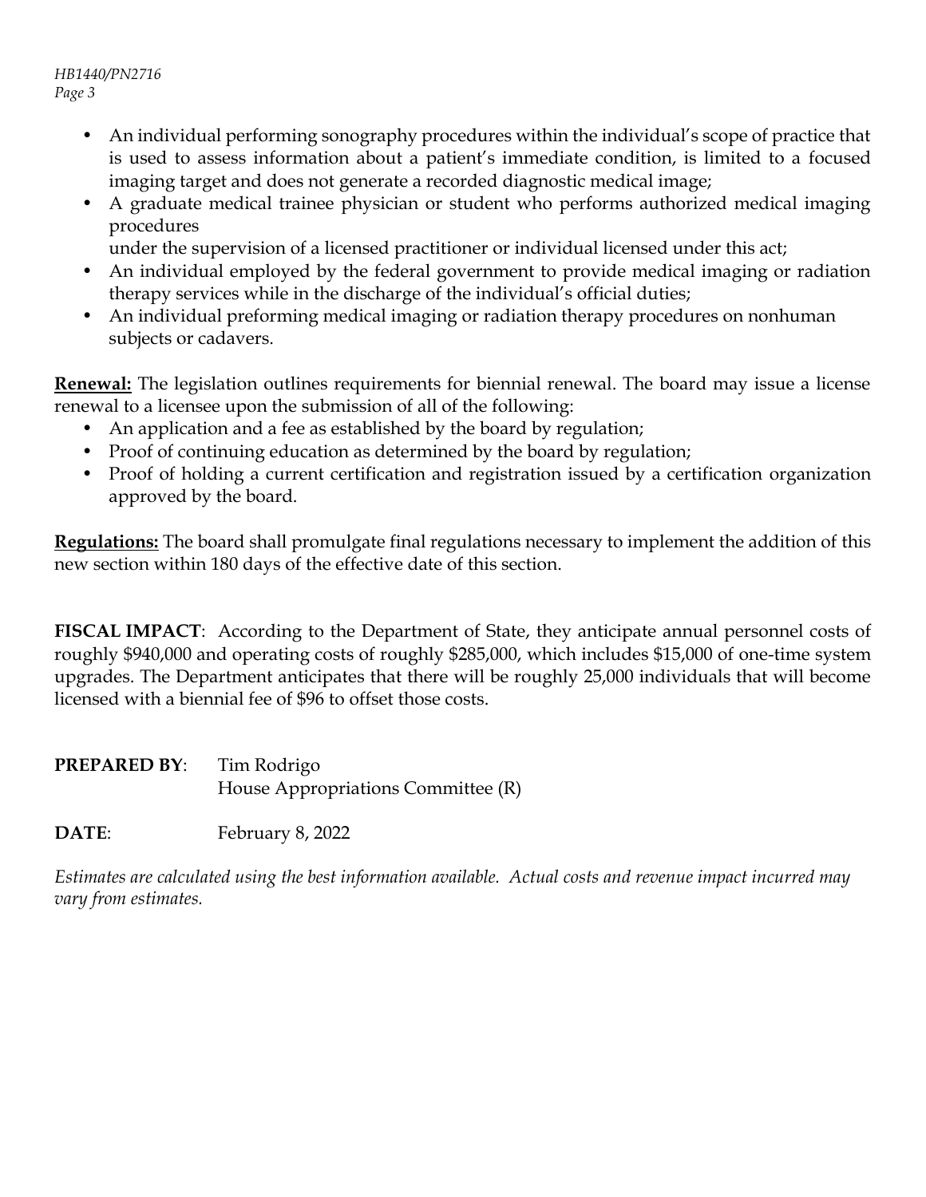- An individual performing sonography procedures within the individual's scope of practice that is used to assess information about a patient's immediate condition, is limited to a focused imaging target and does not generate a recorded diagnostic medical image;
- A graduate medical trainee physician or student who performs authorized medical imaging procedures
  under the supervision of a licensed practitioner or individual licensed under this act;
- An individual employed by the federal government to provide medical imaging or radiation therapy services while in the discharge of the individual's official duties;
- An individual preforming medical imaging or radiation therapy procedures on nonhuman subjects or cadavers.

**Renewal:** The legislation outlines requirements for biennial renewal. The board may issue a license renewal to a licensee upon the submission of all of the following:

- An application and a fee as established by the board by regulation;
- Proof of continuing education as determined by the board by regulation;
- Proof of holding a current certification and registration issued by a certification organization approved by the board.

**Regulations:** The board shall promulgate final regulations necessary to implement the addition of this new section within 180 days of the effective date of this section.

**FISCAL IMPACT**: According to the Department of State, they anticipate annual personnel costs of roughly $940,000 and operating costs of roughly $285,000, which includes $15,000 of one-time system upgrades. The Department anticipates that there will be roughly 25,000 individuals that will become licensed with a biennial fee of $96 to offset those costs.

**PREPARED BY**: Tim Rodrigo
House Appropriations Committee (R)

**DATE**: February 8, 2022

*Estimates are calculated using the best information available. Actual costs and revenue impact incurred may vary from estimates.*